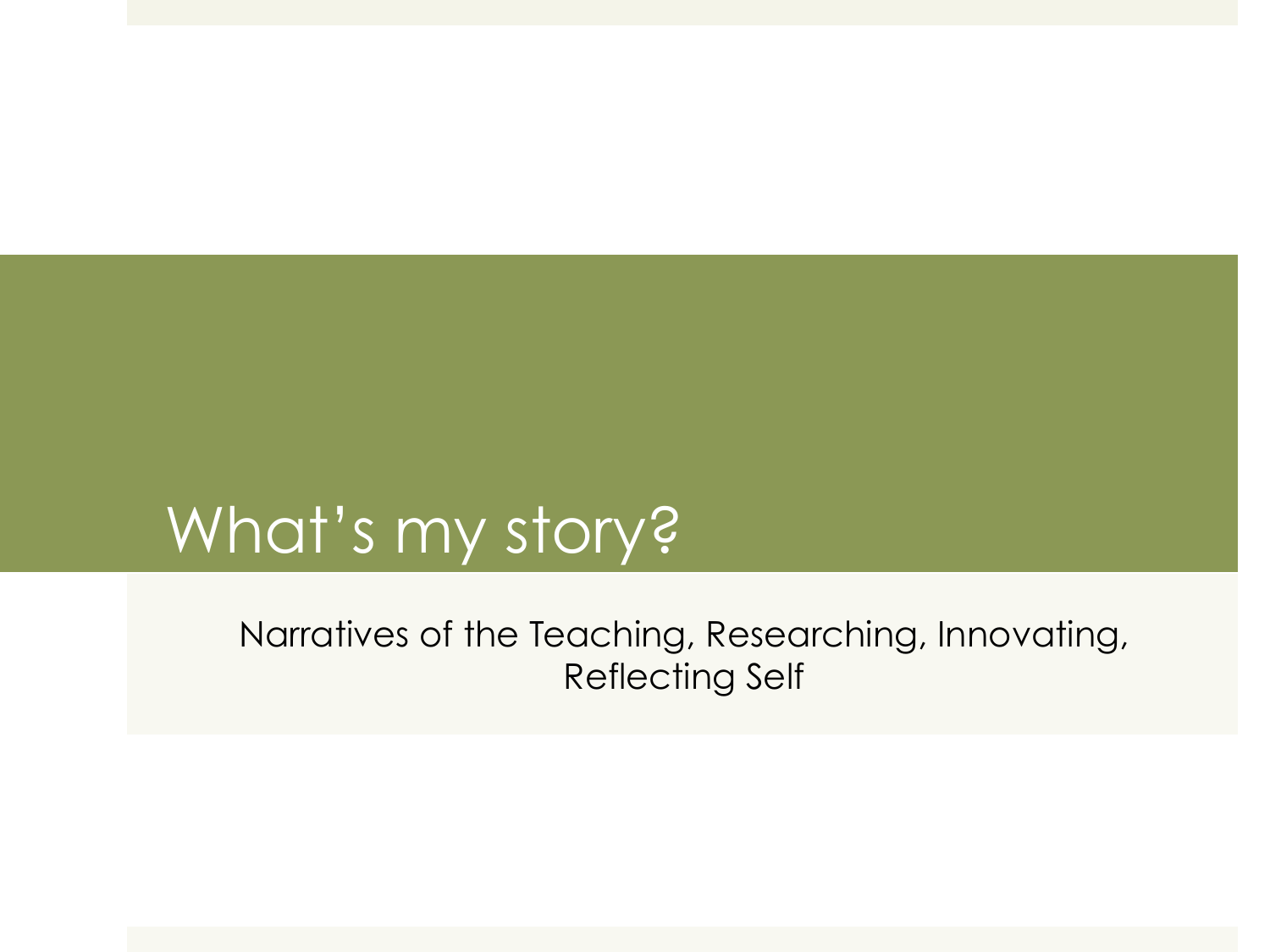# What’s my story?

Narratives of the Teaching, Researching, Innovating, Reflecting Self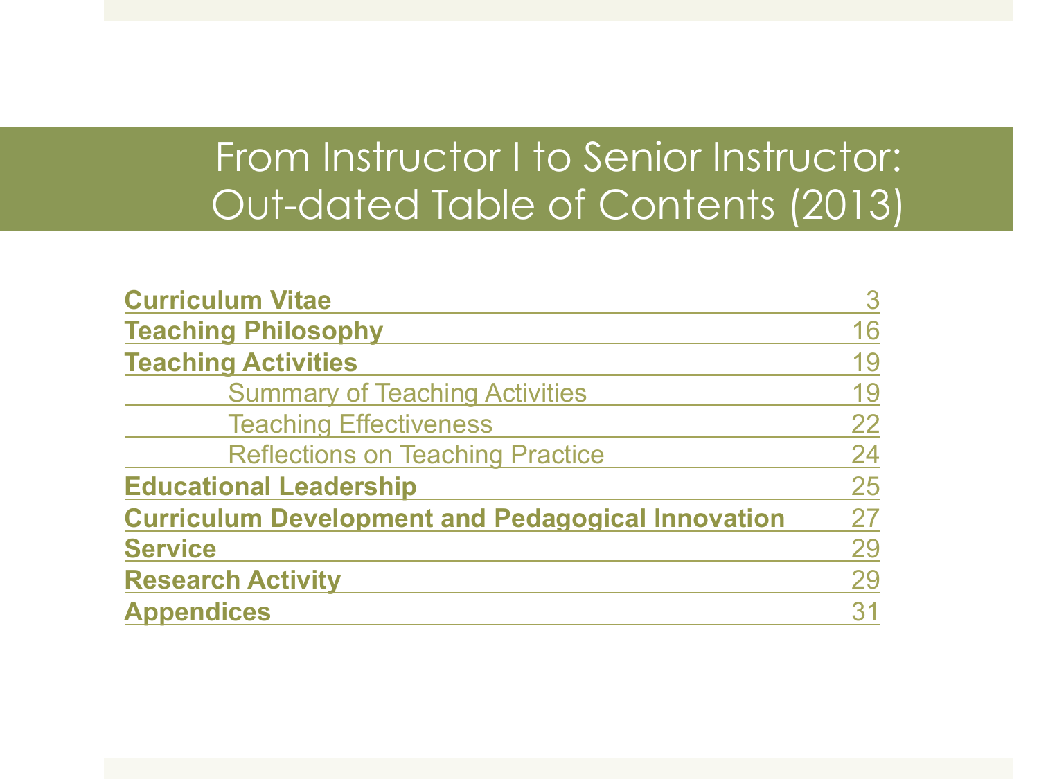# From Instructor I to Senior Instructor: Out-dated Table of Contents (2013)

| | |
|---|---|
| **Curriculum Vitae** | 3 |
| **Teaching Philosophy** | 16 |
| **Teaching Activities** | 19 |
| Summary of Teaching Activities | 19 |
| Teaching Effectiveness | 22 |
| Reflections on Teaching Practice | 24 |
| **Educational Leadership** | 25 |
| **Curriculum Development and Pedagogical Innovation** | 27 |
| **Service** | 29 |
| **Research Activity** | 29 |
| **Appendices** | 31 |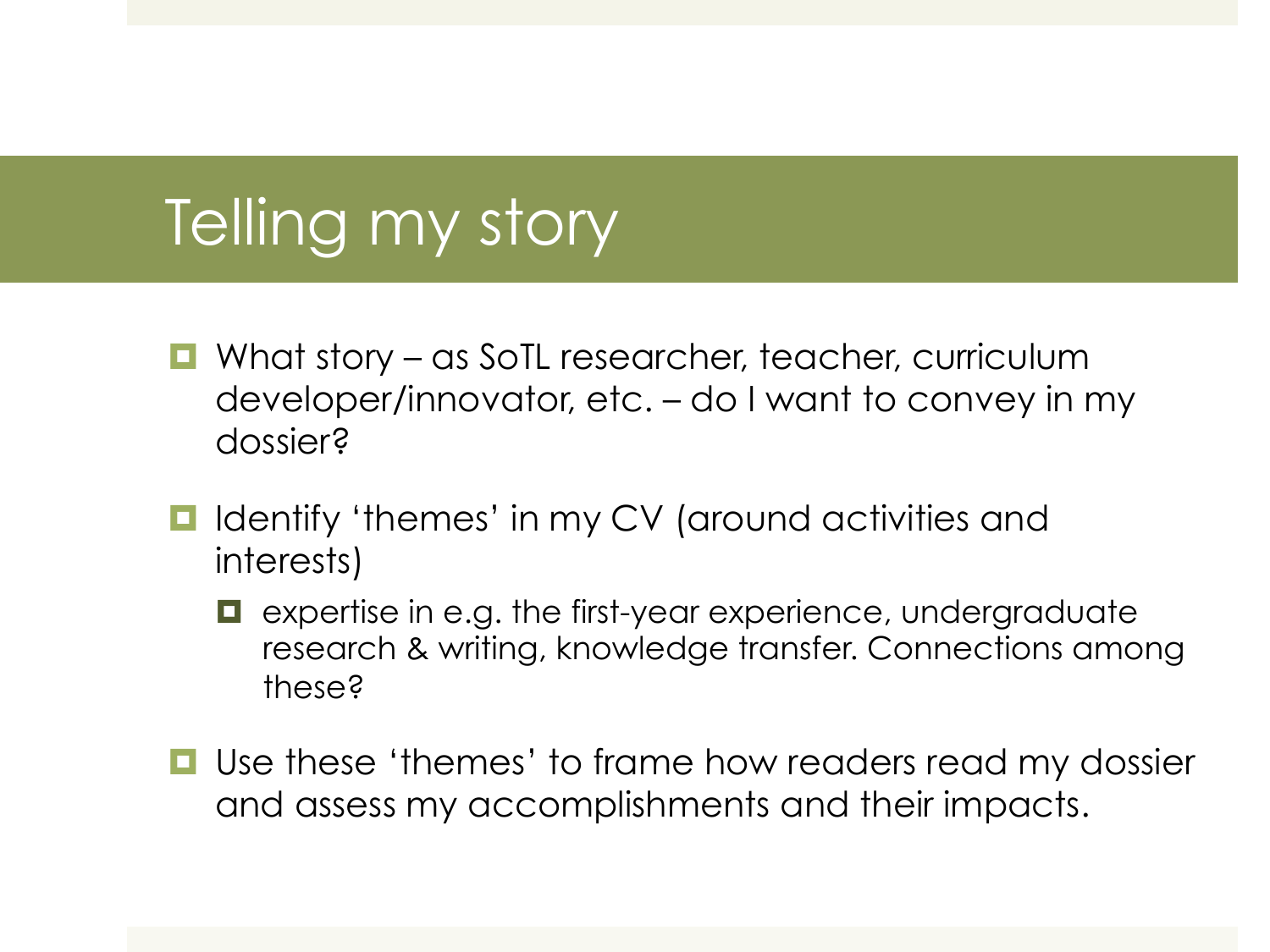# Telling my story

- What story – as SoTL researcher, teacher, curriculum developer/innovator, etc. – do I want to convey in my dossier?
- Identify 'themes' in my CV (around activities and interests)
  - expertise in e.g. the first-year experience, undergraduate research & writing, knowledge transfer. Connections among these?
- Use these 'themes' to frame how readers read my dossier and assess my accomplishments and their impacts.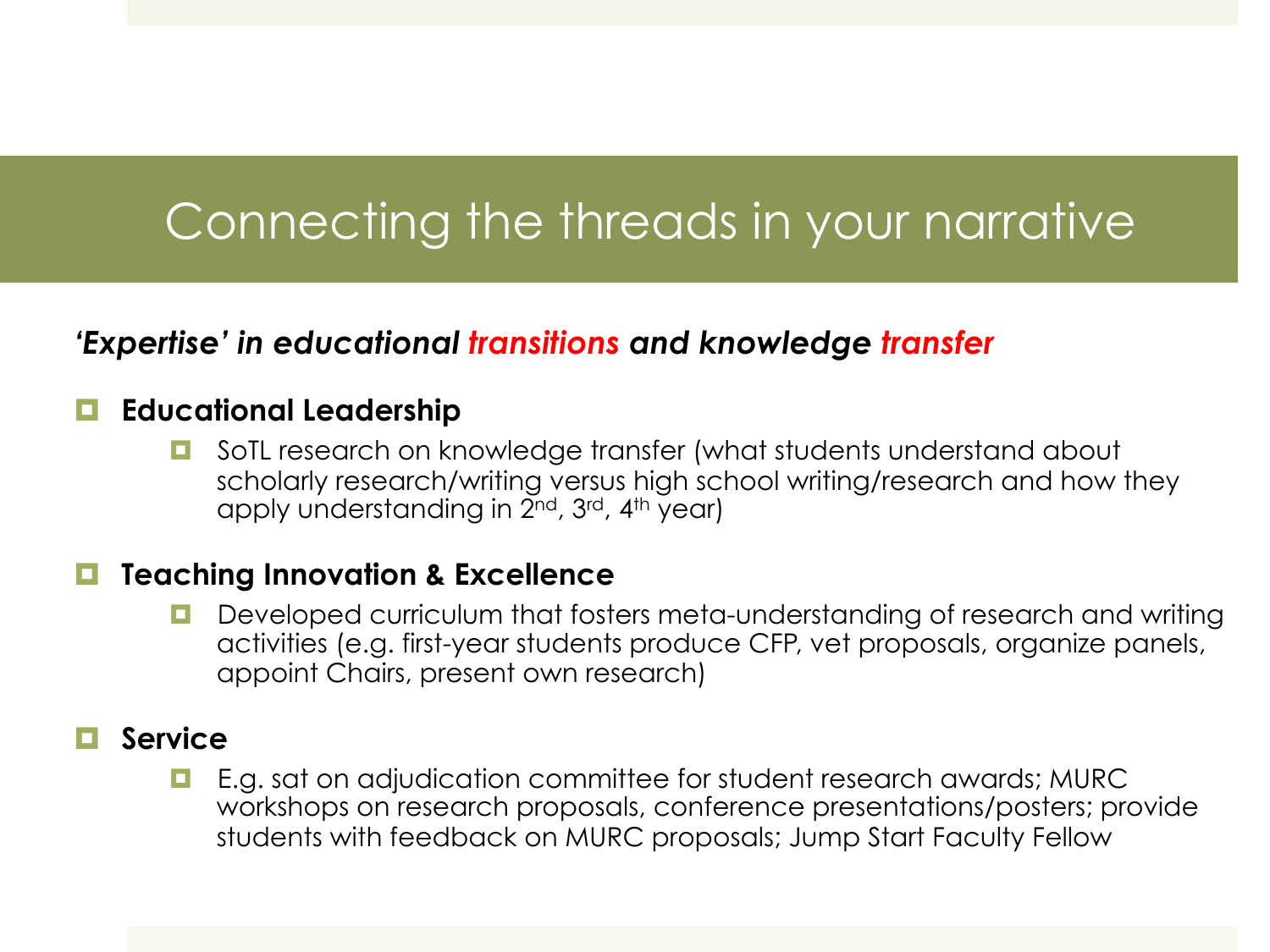# Connecting the threads in your narrative

***'Expertise' in educational transitions and knowledge transfer***

- **Educational Leadership**
  - SoTL research on knowledge transfer (what students understand about scholarly research/writing versus high school writing/research and how they apply understanding in $2^{nd}$, $3^{rd}$, $4^{th}$ year)
- **Teaching Innovation & Excellence**
  - Developed curriculum that fosters meta-understanding of research and writing activities (e.g. first-year students produce CFP, vet proposals, organize panels, appoint Chairs, present own research)
- **Service**
  - E.g. sat on adjudication committee for student research awards; MURC workshops on research proposals, conference presentations/posters; provide students with feedback on MURC proposals; Jump Start Faculty Fellow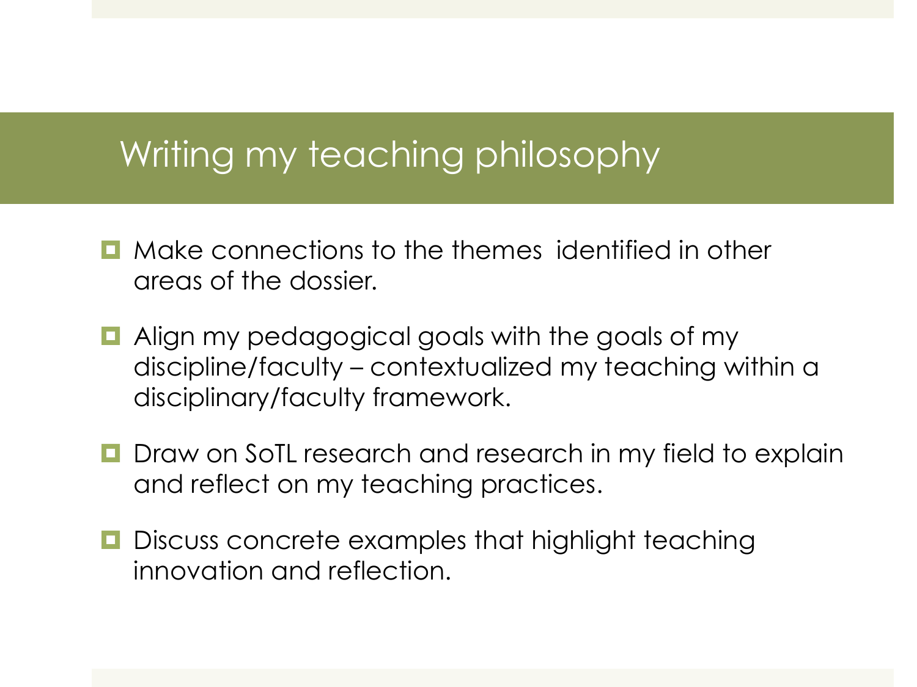# Writing my teaching philosophy

- Make connections to the themes identified in other areas of the dossier.
- Align my pedagogical goals with the goals of my discipline/faculty – contextualized my teaching within a disciplinary/faculty framework.
- Draw on SoTL research and research in my field to explain and reflect on my teaching practices.
- Discuss concrete examples that highlight teaching innovation and reflection.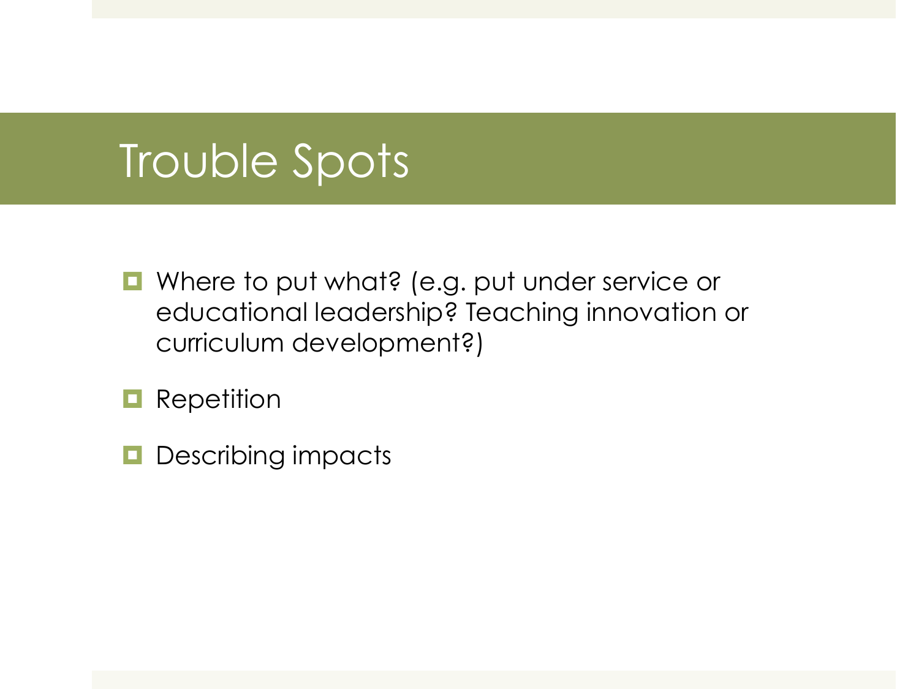# Trouble Spots

- Where to put what? (e.g. put under service or educational leadership? Teaching innovation or curriculum development?)
- Repetition
- Describing impacts